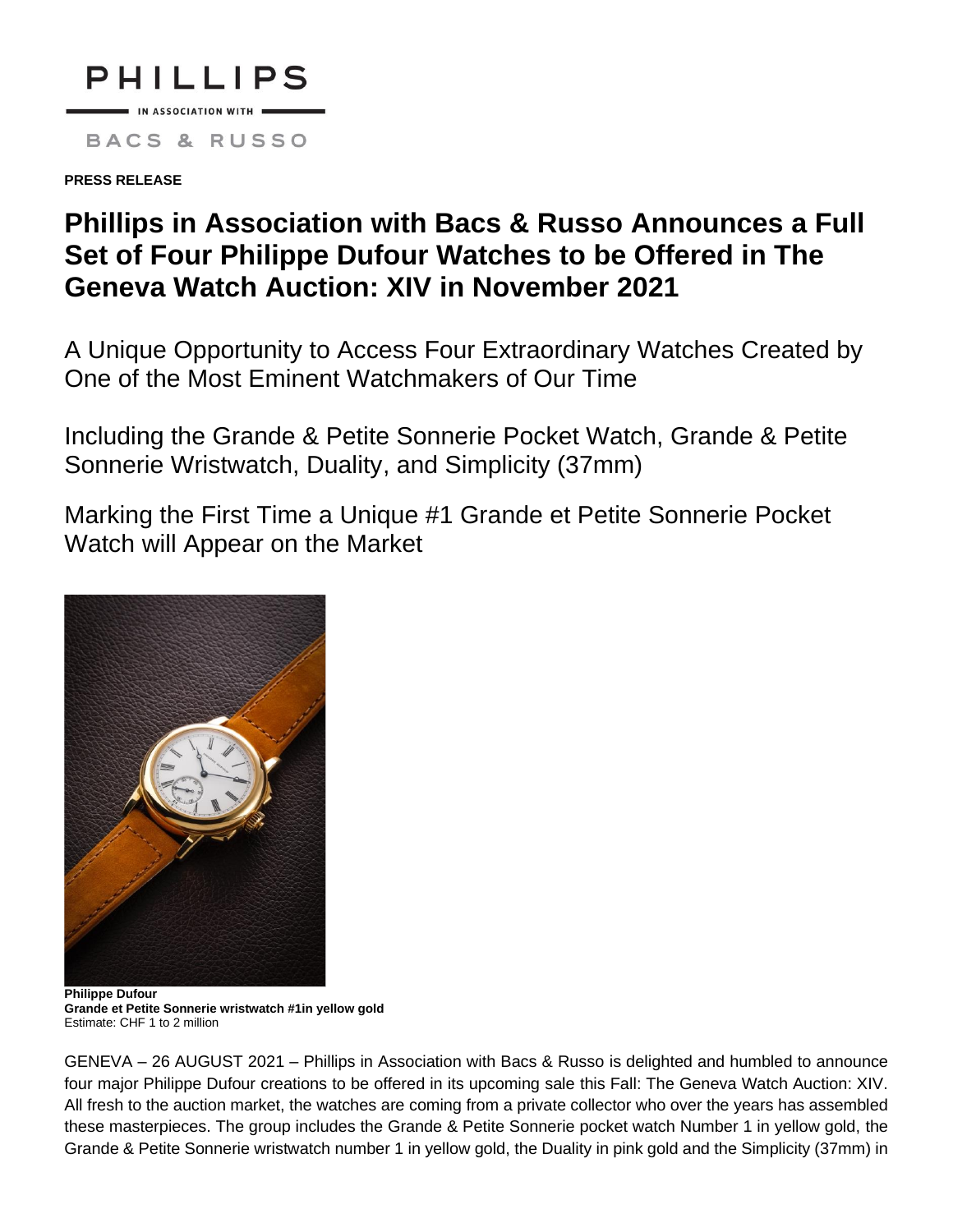PHILLIPS

IN ASSOCIATION WITH

BACS & RUSSO

**PRESS RELEASE**

# Phillips in Association with Bacs & Russo Announces a Full Set of Four Philippe Dufour Watches to be Offered in The Geneva Watch Auction: XIV in November 2021

## A Unique Opportunity to Access Four Extraordinary Watches Created by One of the Most Eminent Watchmakers of Our Time

## Including the Grande & Petite Sonnerie Pocket Watch, Grande & Petite Sonnerie Wristwatch, Duality, and Simplicity (37mm)

## Marking the First Time a Unique #1 Grande et Petite Sonnerie Pocket Watch will Appear on the Market

**Philippe Dufour**
**Grande et Petite Sonnerie wristwatch #1in yellow gold**
Estimate: CHF 1 to 2 million

GENEVA – 26 AUGUST 2021 – Phillips in Association with Bacs & Russo is delighted and humbled to announce four major Philippe Dufour creations to be offered in its upcoming sale this Fall: The Geneva Watch Auction: XIV. All fresh to the auction market, the watches are coming from a private collector who over the years has assembled these masterpieces. The group includes the Grande & Petite Sonnerie pocket watch Number 1 in yellow gold, the Grande & Petite Sonnerie wristwatch number 1 in yellow gold, the Duality in pink gold and the Simplicity (37mm) in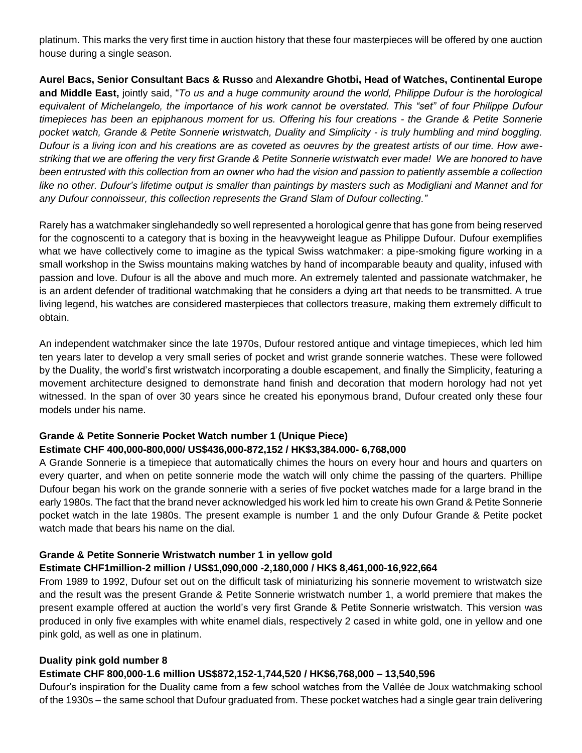platinum. This marks the very first time in auction history that these four masterpieces will be offered by one auction house during a single season.

**Aurel Bacs, Senior Consultant Bacs & Russo** and **Alexandre Ghotbi, Head of Watches, Continental Europe and Middle East,** jointly said, "*To us and a huge community around the world, Philippe Dufour is the horological equivalent of Michelangelo, the importance of his work cannot be overstated. This "set" of four Philippe Dufour timepieces has been an epiphanous moment for us. Offering his four creations - the Grande & Petite Sonnerie pocket watch, Grande & Petite Sonnerie wristwatch, Duality and Simplicity - is truly humbling and mind boggling. Dufour is a living icon and his creations are as coveted as oeuvres by the greatest artists of our time. How awe-striking that we are offering the very first Grande & Petite Sonnerie wristwatch ever made! We are honored to have been entrusted with this collection from an owner who had the vision and passion to patiently assemble a collection like no other. Dufour's lifetime output is smaller than paintings by masters such as Modigliani and Mannet and for any Dufour connoisseur, this collection represents the Grand Slam of Dufour collecting.*"

Rarely has a watchmaker singlehandedly so well represented a horological genre that has gone from being reserved for the cognoscenti to a category that is boxing in the heavyweight league as Philippe Dufour. Dufour exemplifies what we have collectively come to imagine as the typical Swiss watchmaker: a pipe-smoking figure working in a small workshop in the Swiss mountains making watches by hand of incomparable beauty and quality, infused with passion and love. Dufour is all the above and much more. An extremely talented and passionate watchmaker, he is an ardent defender of traditional watchmaking that he considers a dying art that needs to be transmitted. A true living legend, his watches are considered masterpieces that collectors treasure, making them extremely difficult to obtain.

An independent watchmaker since the late 1970s, Dufour restored antique and vintage timepieces, which led him ten years later to develop a very small series of pocket and wrist grande sonnerie watches. These were followed by the Duality, the world's first wristwatch incorporating a double escapement, and finally the Simplicity, featuring a movement architecture designed to demonstrate hand finish and decoration that modern horology had not yet witnessed. In the span of over 30 years since he created his eponymous brand, Dufour created only these four models under his name.

**Grande & Petite Sonnerie Pocket Watch number 1 (Unique Piece)**
**Estimate CHF 400,000-800,000/ US$436,000-872,152 / HK$3,384.000- 6,768,000**

A Grande Sonnerie is a timepiece that automatically chimes the hours on every hour and hours and quarters on every quarter, and when on petite sonnerie mode the watch will only chime the passing of the quarters. Phillipe Dufour began his work on the grande sonnerie with a series of five pocket watches made for a large brand in the early 1980s. The fact that the brand never acknowledged his work led him to create his own Grand & Petite Sonnerie pocket watch in the late 1980s. The present example is number 1 and the only Dufour Grande & Petite pocket watch made that bears his name on the dial.

**Grande & Petite Sonnerie Wristwatch number 1 in yellow gold**
**Estimate CHF1million-2 million / US$1,090,000 -2,180,000 / HK$ 8,461,000-16,922,664**

From 1989 to 1992, Dufour set out on the difficult task of miniaturizing his sonnerie movement to wristwatch size and the result was the present Grande & Petite Sonnerie wristwatch number 1, a world premiere that makes the present example offered at auction the world's very first Grande & Petite Sonnerie wristwatch. This version was produced in only five examples with white enamel dials, respectively 2 cased in white gold, one in yellow and one pink gold, as well as one in platinum.

**Duality pink gold number 8**
**Estimate CHF 800,000-1.6 million US$872,152-1,744,520 / HK$6,768,000 – 13,540,596**

Dufour's inspiration for the Duality came from a few school watches from the Vallée de Joux watchmaking school of the 1930s – the same school that Dufour graduated from. These pocket watches had a single gear train delivering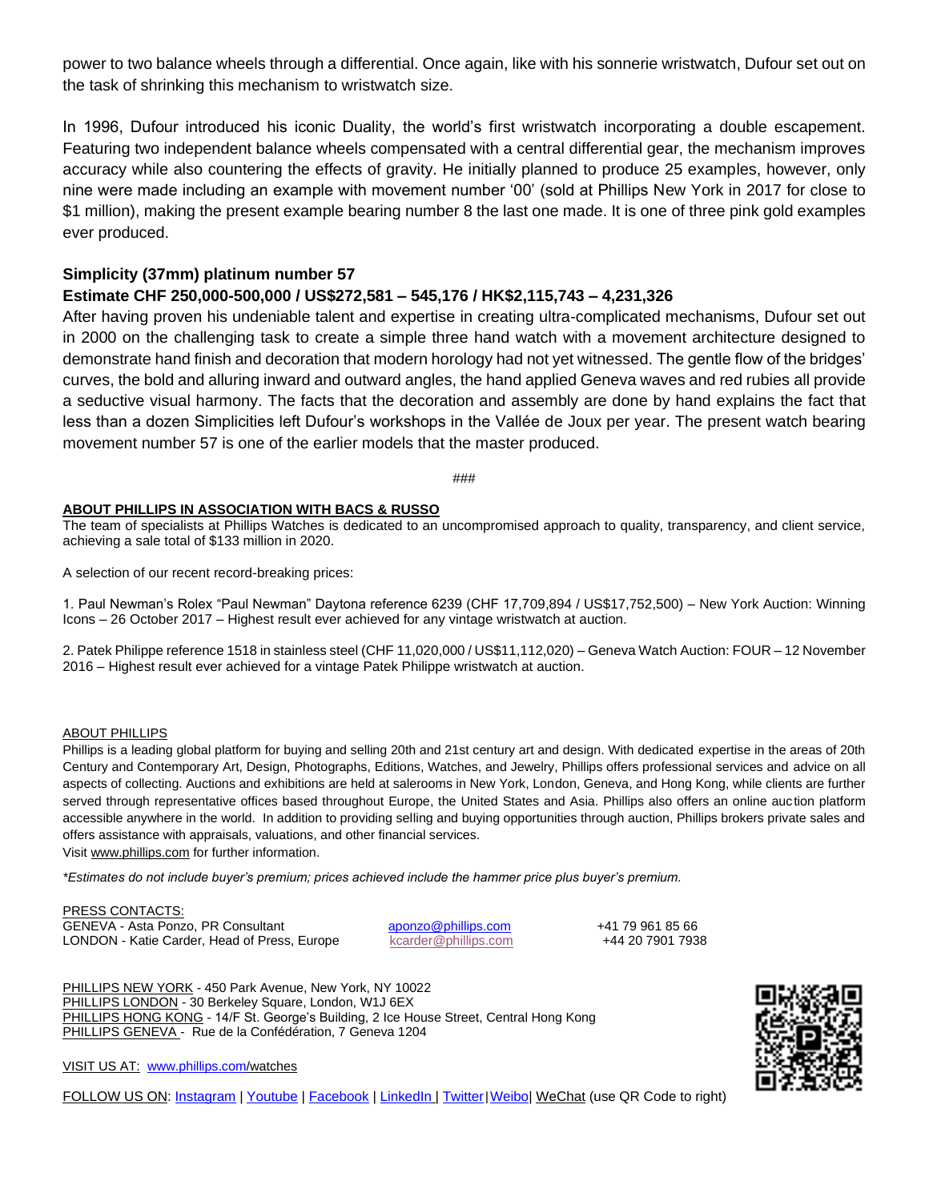power to two balance wheels through a differential. Once again, like with his sonnerie wristwatch, Dufour set out on the task of shrinking this mechanism to wristwatch size.

In 1996, Dufour introduced his iconic Duality, the world's first wristwatch incorporating a double escapement. Featuring two independent balance wheels compensated with a central differential gear, the mechanism improves accuracy while also countering the effects of gravity. He initially planned to produce 25 examples, however, only nine were made including an example with movement number '00' (sold at Phillips New York in 2017 for close to $1 million), making the present example bearing number 8 the last one made. It is one of three pink gold examples ever produced.

**Simplicity (37mm) platinum number 57**

**Estimate CHF 250,000-500,000 / US$272,581 – 545,176 / HK$2,115,743 – 4,231,326**

After having proven his undeniable talent and expertise in creating ultra-complicated mechanisms, Dufour set out in 2000 on the challenging task to create a simple three hand watch with a movement architecture designed to demonstrate hand finish and decoration that modern horology had not yet witnessed. The gentle flow of the bridges' curves, the bold and alluring inward and outward angles, the hand applied Geneva waves and red rubies all provide a seductive visual harmony. The facts that the decoration and assembly are done by hand explains the fact that less than a dozen Simplicities left Dufour's workshops in the Vallée de Joux per year. The present watch bearing movement number 57 is one of the earlier models that the master produced.

###

**ABOUT PHILLIPS IN ASSOCIATION WITH BACS & RUSSO**

The team of specialists at Phillips Watches is dedicated to an uncompromised approach to quality, transparency, and client service, achieving a sale total of $133 million in 2020.

A selection of our recent record-breaking prices:

1. Paul Newman's Rolex "Paul Newman" Daytona reference 6239 (CHF 17,709,894 / US$17,752,500) – New York Auction: Winning Icons – 26 October 2017 – Highest result ever achieved for any vintage wristwatch at auction.

2. Patek Philippe reference 1518 in stainless steel (CHF 11,020,000 / US$11,112,020) – Geneva Watch Auction: FOUR – 12 November 2016 – Highest result ever achieved for a vintage Patek Philippe wristwatch at auction.

ABOUT PHILLIPS

Phillips is a leading global platform for buying and selling 20th and 21st century art and design. With dedicated expertise in the areas of 20th Century and Contemporary Art, Design, Photographs, Editions, Watches, and Jewelry, Phillips offers professional services and advice on all aspects of collecting. Auctions and exhibitions are held at salerooms in New York, London, Geneva, and Hong Kong, while clients are further served through representative offices based throughout Europe, the United States and Asia. Phillips also offers an online auction platform accessible anywhere in the world. In addition to providing selling and buying opportunities through auction, Phillips brokers private sales and offers assistance with appraisals, valuations, and other financial services.

Visit www.phillips.com for further information.

*\*Estimates do not include buyer's premium; prices achieved include the hammer price plus buyer's premium.*

PRESS CONTACTS:

| | | |
|---|---|---|
| GENEVA - Asta Ponzo, PR Consultant | aponzo@phillips.com | +41 79 961 85 66 |
| LONDON - Katie Carder, Head of Press, Europe | kcarder@phillips.com | +44 20 7901 7938 |

PHILLIPS NEW YORK - 450 Park Avenue, New York, NY 10022
PHILLIPS LONDON - 30 Berkeley Square, London, W1J 6EX
PHILLIPS HONG KONG - 14/F St. George's Building, 2 Ice House Street, Central Hong Kong
PHILLIPS GENEVA - Rue de la Confédération, 7 Geneva 1204

VISIT US AT: www.phillips.com/watches

FOLLOW US ON: Instagram | Youtube | Facebook | LinkedIn | Twitter | Weibo | WeChat (use QR Code to right)